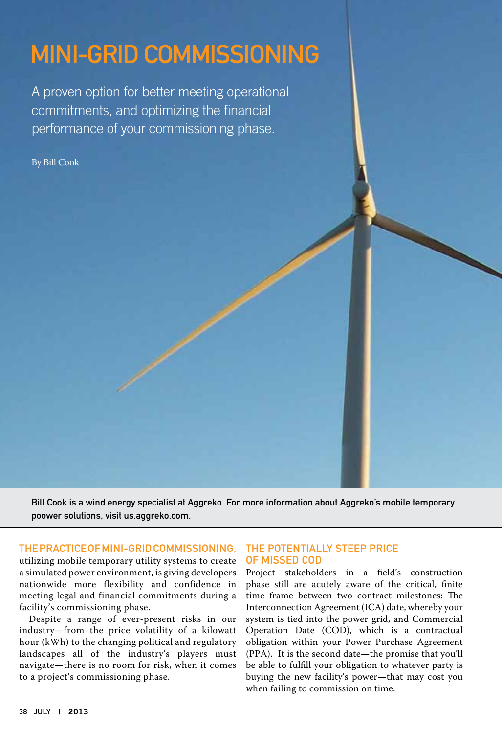# MINI-GRID COMMISSIONING

A proven option for better meeting operational commitments, and optimizing the financial performance of your commissioning phase.

By Bill Cook

Bill Cook is a wind energy specialist at Aggreko. For more information about Aggreko's mobile temporary poower solutions, visit us.aggreko.com.

THE PRACTICE OF MINI-GRID COMMISSIONING, utilizing mobile temporary utility systems to create a simulated power environment, is giving developers nationwide more flexibility and confidence in meeting legal and financial commitments during a facility's commissioning phase.

Despite a range of ever-present risks in our industry—from the price volatility of a kilowatt hour (kWh) to the changing political and regulatory landscapes all of the industry's players must navigate—there is no room for risk, when it comes to a project's commissioning phase.

## THE POTENTIALLY STEEP PRICE OF MISSED COD

Project stakeholders in a field's construction phase still are acutely aware of the critical, finite time frame between two contract milestones: The Interconnection Agreement (ICA) date, whereby your system is tied into the power grid, and Commercial Operation Date (COD), which is a contractual obligation within your Power Purchase Agreement (PPA). It is the second date—the promise that you'll be able to fulfill your obligation to whatever party is buying the new facility's power—that may cost you when failing to commission on time.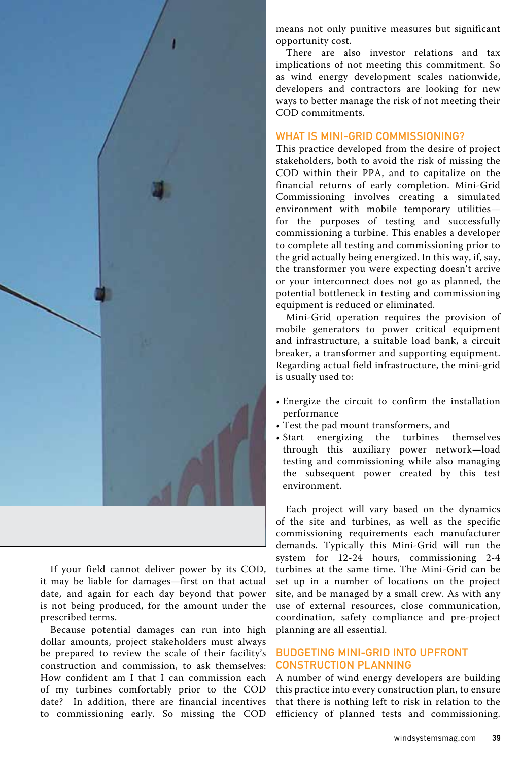If your field cannot deliver power by its COD, it may be liable for damages—first on that actual date, and again for each day beyond that power is not being produced, for the amount under the prescribed terms.

Because potential damages can run into high dollar amounts, project stakeholders must always be prepared to review the scale of their facility's construction and commission, to ask themselves: How confident am I that I can commission each of my turbines comfortably prior to the COD date? In addition, there are financial incentives to commissioning early. So missing the COD means not only punitive measures but significant opportunity cost.

There are also investor relations and tax implications of not meeting this commitment. So as wind energy development scales nationwide, developers and contractors are looking for new ways to better manage the risk of not meeting their COD commitments.

## WHAT IS MINI-GRID COMMISSIONING?

This practice developed from the desire of project stakeholders, both to avoid the risk of missing the COD within their PPA, and to capitalize on the financial returns of early completion. Mini-Grid Commissioning involves creating a simulated environment with mobile temporary utilities—for the purposes of testing and successfully commissioning a turbine. This enables a developer to complete all testing and commissioning prior to the grid actually being energized. In this way, if, say, the transformer you were expecting doesn't arrive or your interconnect does not go as planned, the potential bottleneck in testing and commissioning equipment is reduced or eliminated.

Mini-Grid operation requires the provision of mobile generators to power critical equipment and infrastructure, a suitable load bank, a circuit breaker, a transformer and supporting equipment. Regarding actual field infrastructure, the mini-grid is usually used to:

- Energize the circuit to confirm the installation performance
- Test the pad mount transformers, and
- Start energizing the turbines themselves through this auxiliary power network—load testing and commissioning while also managing the subsequent power created by this test environment.

Each project will vary based on the dynamics of the site and turbines, as well as the specific commissioning requirements each manufacturer demands. Typically this Mini-Grid will run the system for 12-24 hours, commissioning 2-4 turbines at the same time. The Mini-Grid can be set up in a number of locations on the project site, and be managed by a small crew. As with any use of external resources, close communication, coordination, safety compliance and pre-project planning are all essential.

## BUDGETING MINI-GRID INTO UPFRONT CONSTRUCTION PLANNING

A number of wind energy developers are building this practice into every construction plan, to ensure that there is nothing left to risk in relation to the efficiency of planned tests and commissioning.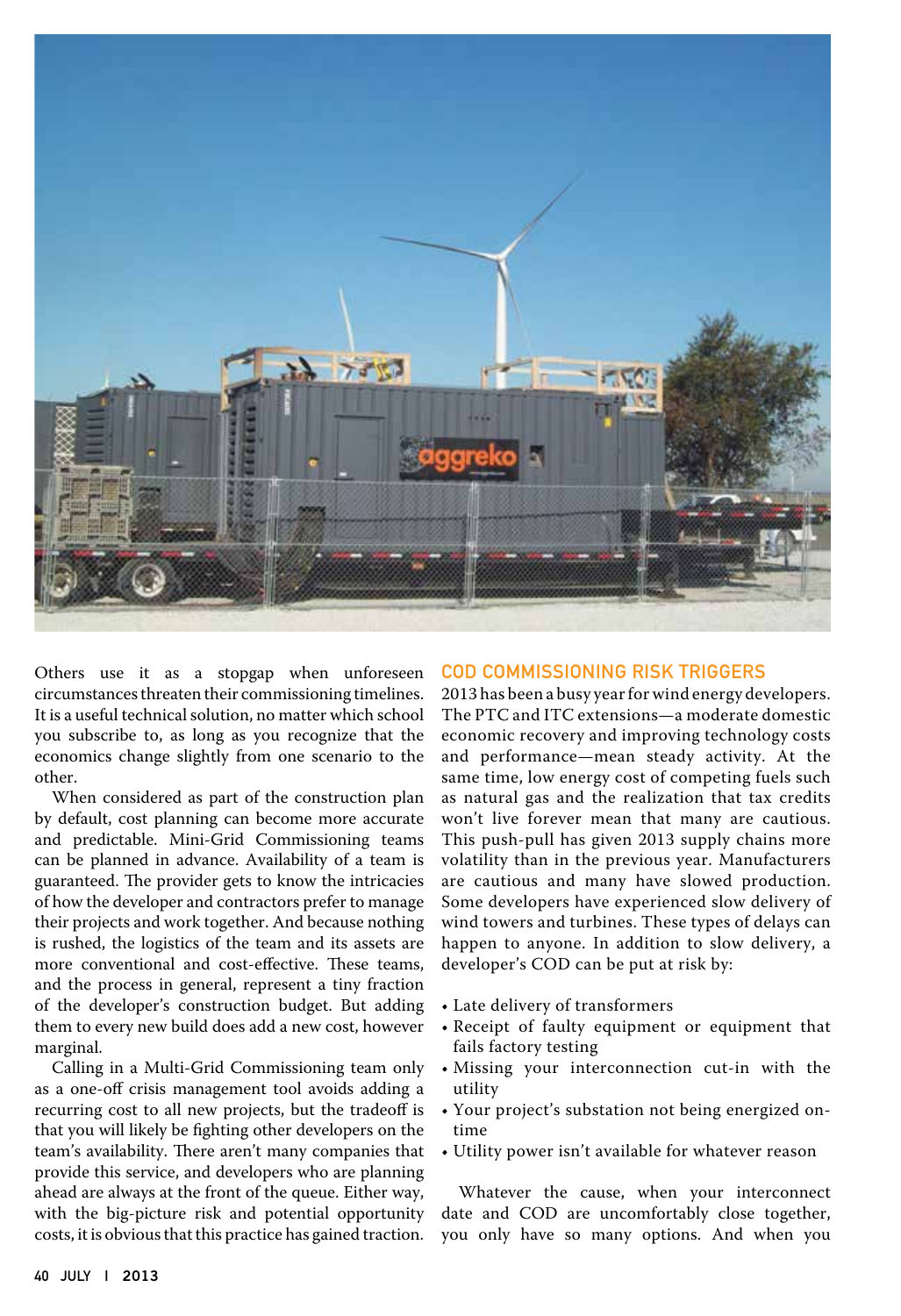Others use it as a stopgap when unforeseen circumstances threaten their commissioning timelines. It is a useful technical solution, no matter which school you subscribe to, as long as you recognize that the economics change slightly from one scenario to the other.

When considered as part of the construction plan by default, cost planning can become more accurate and predictable. Mini-Grid Commissioning teams can be planned in advance. Availability of a team is guaranteed. The provider gets to know the intricacies of how the developer and contractors prefer to manage their projects and work together. And because nothing is rushed, the logistics of the team and its assets are more conventional and cost-effective. These teams, and the process in general, represent a tiny fraction of the developer's construction budget. But adding them to every new build does add a new cost, however marginal.

Calling in a Multi-Grid Commissioning team only as a one-off crisis management tool avoids adding a recurring cost to all new projects, but the tradeoff is that you will likely be fighting other developers on the team's availability. There aren't many companies that provide this service, and developers who are planning ahead are always at the front of the queue. Either way, with the big-picture risk and potential opportunity costs, it is obvious that this practice has gained traction.

## COD COMMISSIONING RISK TRIGGERS

2013 has been a busy year for wind energy developers. The PTC and ITC extensions—a moderate domestic economic recovery and improving technology costs and performance—mean steady activity. At the same time, low energy cost of competing fuels such as natural gas and the realization that tax credits won't live forever mean that many are cautious. This push-pull has given 2013 supply chains more volatility than in the previous year. Manufacturers are cautious and many have slowed production. Some developers have experienced slow delivery of wind towers and turbines. These types of delays can happen to anyone. In addition to slow delivery, a developer's COD can be put at risk by:

- Late delivery of transformers
- Receipt of faulty equipment or equipment that fails factory testing
- Missing your interconnection cut-in with the utility
- Your project's substation not being energized on-time
- Utility power isn't available for whatever reason

Whatever the cause, when your interconnect date and COD are uncomfortably close together, you only have so many options. And when you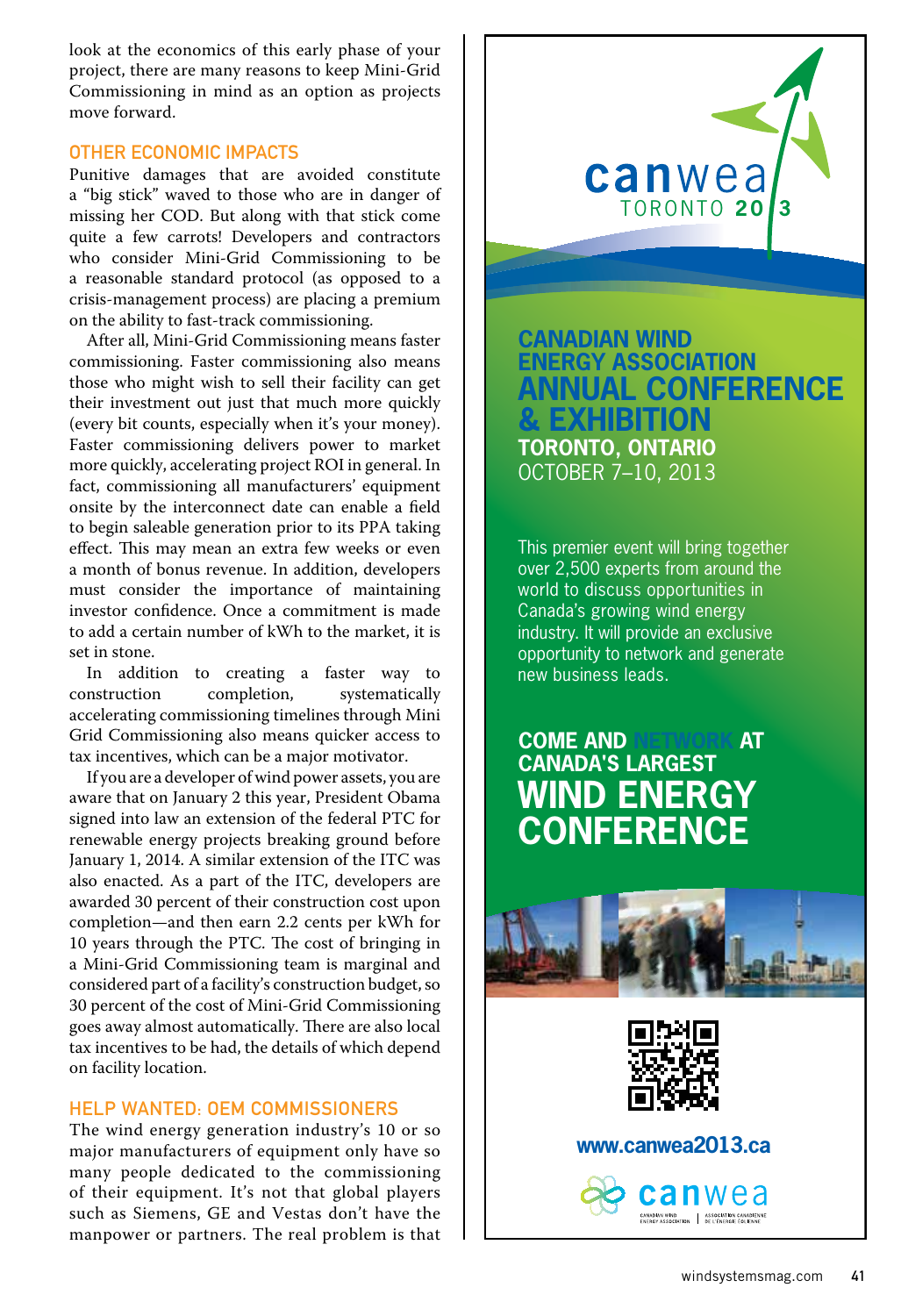look at the economics of this early phase of your project, there are many reasons to keep Mini-Grid Commissioning in mind as an option as projects move forward.

## OTHER ECONOMIC IMPACTS

Punitive damages that are avoided constitute a "big stick" waved to those who are in danger of missing her COD. But along with that stick come quite a few carrots! Developers and contractors who consider Mini-Grid Commissioning to be a reasonable standard protocol (as opposed to a crisis-management process) are placing a premium on the ability to fast-track commissioning.

After all, Mini-Grid Commissioning means faster commissioning. Faster commissioning also means those who might wish to sell their facility can get their investment out just that much more quickly (every bit counts, especially when it's your money). Faster commissioning delivers power to market more quickly, accelerating project ROI in general. In fact, commissioning all manufacturers' equipment onsite by the interconnect date can enable a field to begin saleable generation prior to its PPA taking effect. This may mean an extra few weeks or even a month of bonus revenue. In addition, developers must consider the importance of maintaining investor confidence. Once a commitment is made to add a certain number of kWh to the market, it is set in stone.

In addition to creating a faster way to construction completion, systematically accelerating commissioning timelines through Mini Grid Commissioning also means quicker access to tax incentives, which can be a major motivator.

If you are a developer of wind power assets, you are aware that on January 2 this year, President Obama signed into law an extension of the federal PTC for renewable energy projects breaking ground before January 1, 2014. A similar extension of the ITC was also enacted. As a part of the ITC, developers are awarded 30 percent of their construction cost upon completion—and then earn 2.2 cents per kWh for 10 years through the PTC. The cost of bringing in a Mini-Grid Commissioning team is marginal and considered part of a facility's construction budget, so 30 percent of the cost of Mini-Grid Commissioning goes away almost automatically. There are also local tax incentives to be had, the details of which depend on facility location.

## HELP WANTED: OEM COMMISSIONERS

The wind energy generation industry's 10 or so major manufacturers of equipment only have so many people dedicated to the commissioning of their equipment. It's not that global players such as Siemens, GE and Vestas don't have the manpower or partners. The real problem is that

canwea TORONTO 2013

**CANADIAN WIND ENERGY ASSOCIATION ANNUAL CONFERENCE & EXHIBITION**
**TORONTO, ONTARIO**
OCTOBER 7–10, 2013

This premier event will bring together over 2,500 experts from around the world to discuss opportunities in Canada's growing wind energy industry. It will provide an exclusive opportunity to network and generate new business leads.

**COME AND NETWORK AT CANADA'S LARGEST WIND ENERGY CONFERENCE**

www.canwea2013.ca

canwea — CANADIAN WIND ENERGY ASSOCIATION | ASSOCIATION CANADIENNE DE L'ÉNERGIE ÉOLIENNE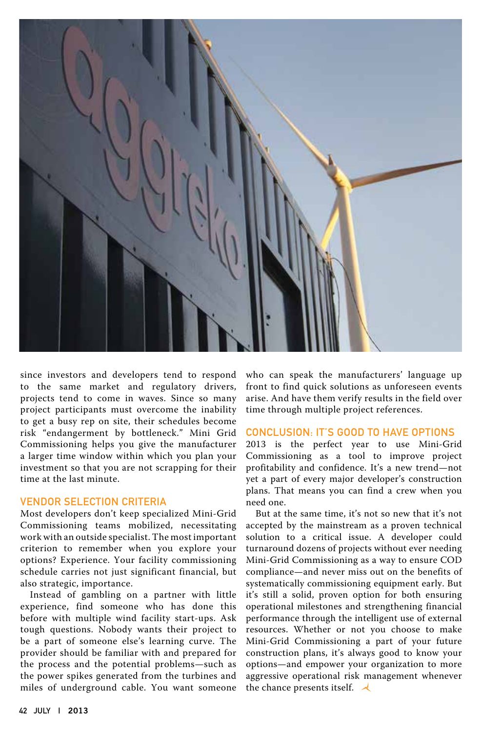since investors and developers tend to respond to the same market and regulatory drivers, projects tend to come in waves. Since so many project participants must overcome the inability to get a busy rep on site, their schedules become risk "endangerment by bottleneck." Mini Grid Commissioning helps you give the manufacturer a larger time window within which you plan your investment so that you are not scrapping for their time at the last minute.

## VENDOR SELECTION CRITERIA

Most developers don't keep specialized Mini-Grid Commissioning teams mobilized, necessitating work with an outside specialist. The most important criterion to remember when you explore your options? Experience. Your facility commissioning schedule carries not just significant financial, but also strategic, importance.

Instead of gambling on a partner with little experience, find someone who has done this before with multiple wind facility start-ups. Ask tough questions. Nobody wants their project to be a part of someone else's learning curve. The provider should be familiar with and prepared for the process and the potential problems—such as the power spikes generated from the turbines and miles of underground cable. You want someone who can speak the manufacturers' language up front to find quick solutions as unforeseen events arise. And have them verify results in the field over time through multiple project references.

## CONCLUSION: IT'S GOOD TO HAVE OPTIONS

2013 is the perfect year to use Mini-Grid Commissioning as a tool to improve project profitability and confidence. It's a new trend—not yet a part of every major developer's construction plans. That means you can find a crew when you need one.

But at the same time, it's not so new that it's not accepted by the mainstream as a proven technical solution to a critical issue. A developer could turnaround dozens of projects without ever needing Mini-Grid Commissioning as a way to ensure COD compliance—and never miss out on the benefits of systematically commissioning equipment early. But it's still a solid, proven option for both ensuring operational milestones and strengthening financial performance through the intelligent use of external resources. Whether or not you choose to make Mini-Grid Commissioning a part of your future construction plans, it's always good to know your options—and empower your organization to more aggressive operational risk management whenever the chance presents itself.